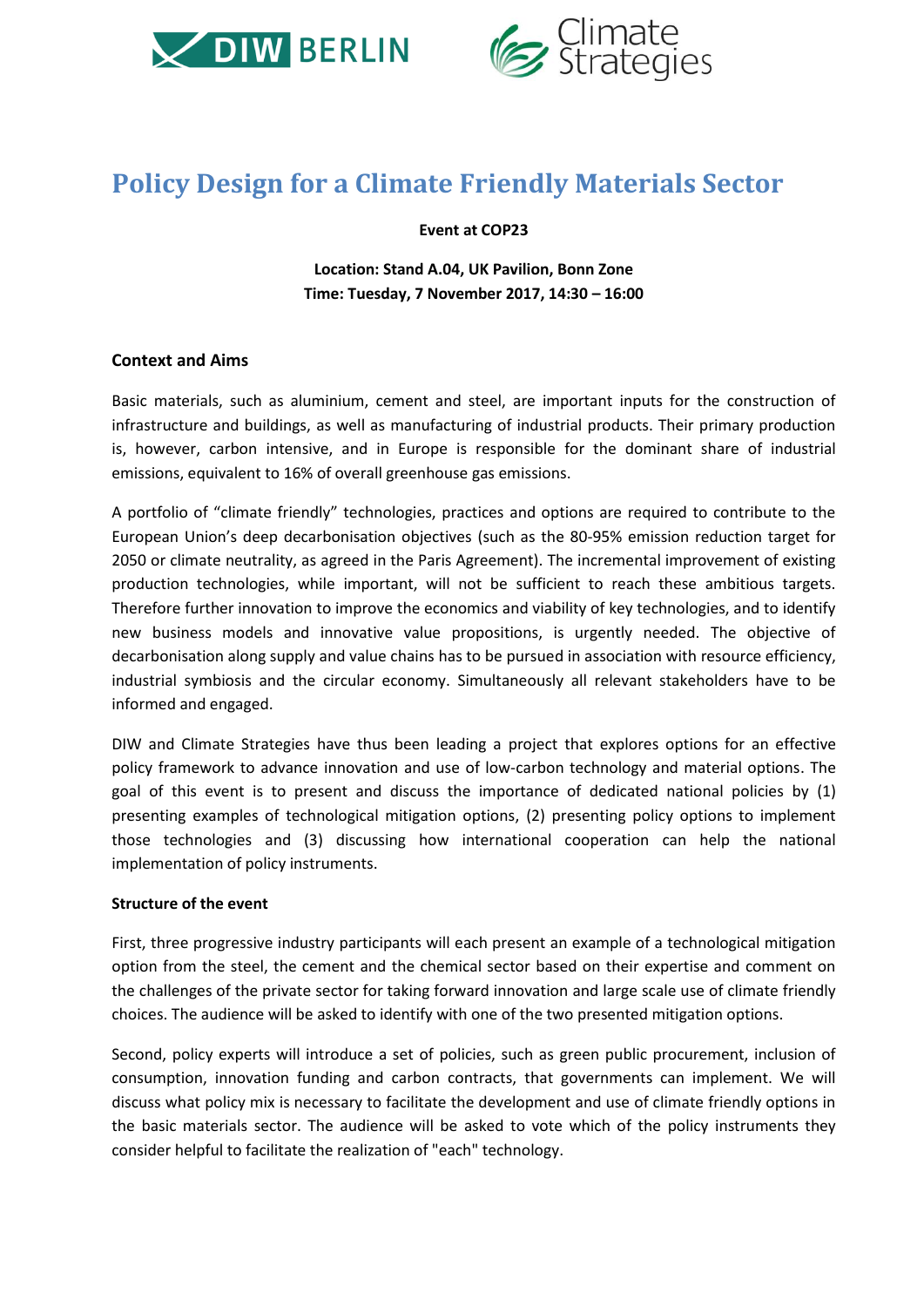# Policy Design for a Climate Friendly Materials Sector

**Event at COP23**

**Location: Stand A.04, UK Pavilion, Bonn Zone**
**Time: Tuesday, 7 November 2017, 14:30 – 16:00**

## Context and Aims

Basic materials, such as aluminium, cement and steel, are important inputs for the construction of infrastructure and buildings, as well as manufacturing of industrial products. Their primary production is, however, carbon intensive, and in Europe is responsible for the dominant share of industrial emissions, equivalent to 16% of overall greenhouse gas emissions.

A portfolio of "climate friendly" technologies, practices and options are required to contribute to the European Union's deep decarbonisation objectives (such as the 80-95% emission reduction target for 2050 or climate neutrality, as agreed in the Paris Agreement). The incremental improvement of existing production technologies, while important, will not be sufficient to reach these ambitious targets. Therefore further innovation to improve the economics and viability of key technologies, and to identify new business models and innovative value propositions, is urgently needed. The objective of decarbonisation along supply and value chains has to be pursued in association with resource efficiency, industrial symbiosis and the circular economy. Simultaneously all relevant stakeholders have to be informed and engaged.

DIW and Climate Strategies have thus been leading a project that explores options for an effective policy framework to advance innovation and use of low-carbon technology and material options. The goal of this event is to present and discuss the importance of dedicated national policies by (1) presenting examples of technological mitigation options, (2) presenting policy options to implement those technologies and (3) discussing how international cooperation can help the national implementation of policy instruments.

### Structure of the event

First, three progressive industry participants will each present an example of a technological mitigation option from the steel, the cement and the chemical sector based on their expertise and comment on the challenges of the private sector for taking forward innovation and large scale use of climate friendly choices. The audience will be asked to identify with one of the two presented mitigation options.

Second, policy experts will introduce a set of policies, such as green public procurement, inclusion of consumption, innovation funding and carbon contracts, that governments can implement. We will discuss what policy mix is necessary to facilitate the development and use of climate friendly options in the basic materials sector. The audience will be asked to vote which of the policy instruments they consider helpful to facilitate the realization of "each" technology.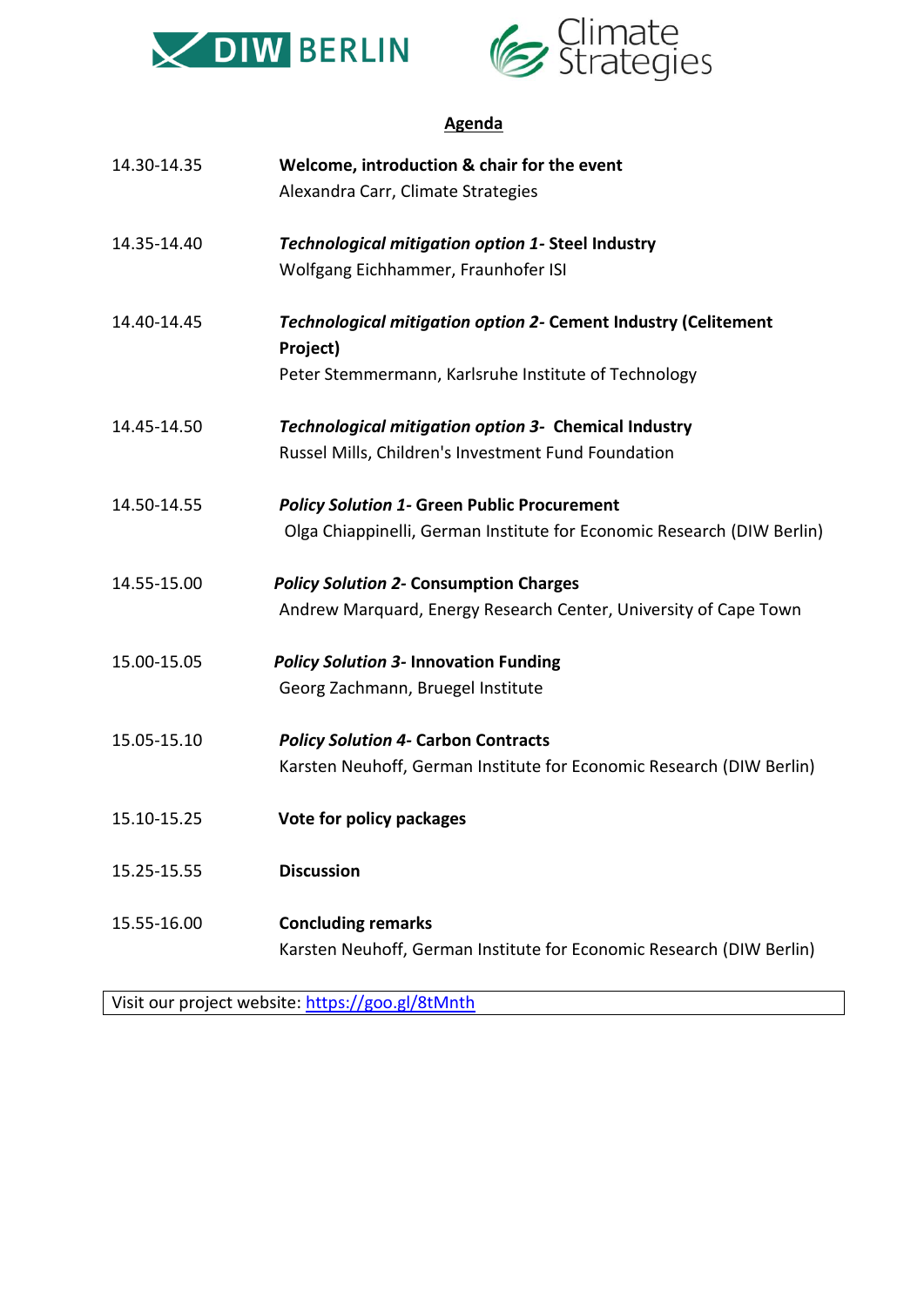## Agenda

| | |
|---|---|
| 14.30-14.35 | **Welcome, introduction & chair for the event**<br>Alexandra Carr, Climate Strategies |
| 14.35-14.40 | ***Technological mitigation option 1*- Steel Industry**<br>Wolfgang Eichhammer, Fraunhofer ISI |
| 14.40-14.45 | ***Technological mitigation option 2*- Cement Industry (Celitement Project)**<br>Peter Stemmermann, Karlsruhe Institute of Technology |
| 14.45-14.50 | ***Technological mitigation option 3*- Chemical Industry**<br>Russel Mills, Children's Investment Fund Foundation |
| 14.50-14.55 | ***Policy Solution 1*- Green Public Procurement**<br>Olga Chiappinelli, German Institute for Economic Research (DIW Berlin) |
| 14.55-15.00 | ***Policy Solution 2*- Consumption Charges**<br>Andrew Marquard, Energy Research Center, University of Cape Town |
| 15.00-15.05 | ***Policy Solution 3*- Innovation Funding**<br>Georg Zachmann, Bruegel Institute |
| 15.05-15.10 | ***Policy Solution 4*- Carbon Contracts**<br>Karsten Neuhoff, German Institute for Economic Research (DIW Berlin) |
| 15.10-15.25 | **Vote for policy packages** |
| 15.25-15.55 | **Discussion** |
| 15.55-16.00 | **Concluding remarks**<br>Karsten Neuhoff, German Institute for Economic Research (DIW Berlin) |

Visit our project website: [https://goo.gl/8tMnth](https://goo.gl/8tMnth)